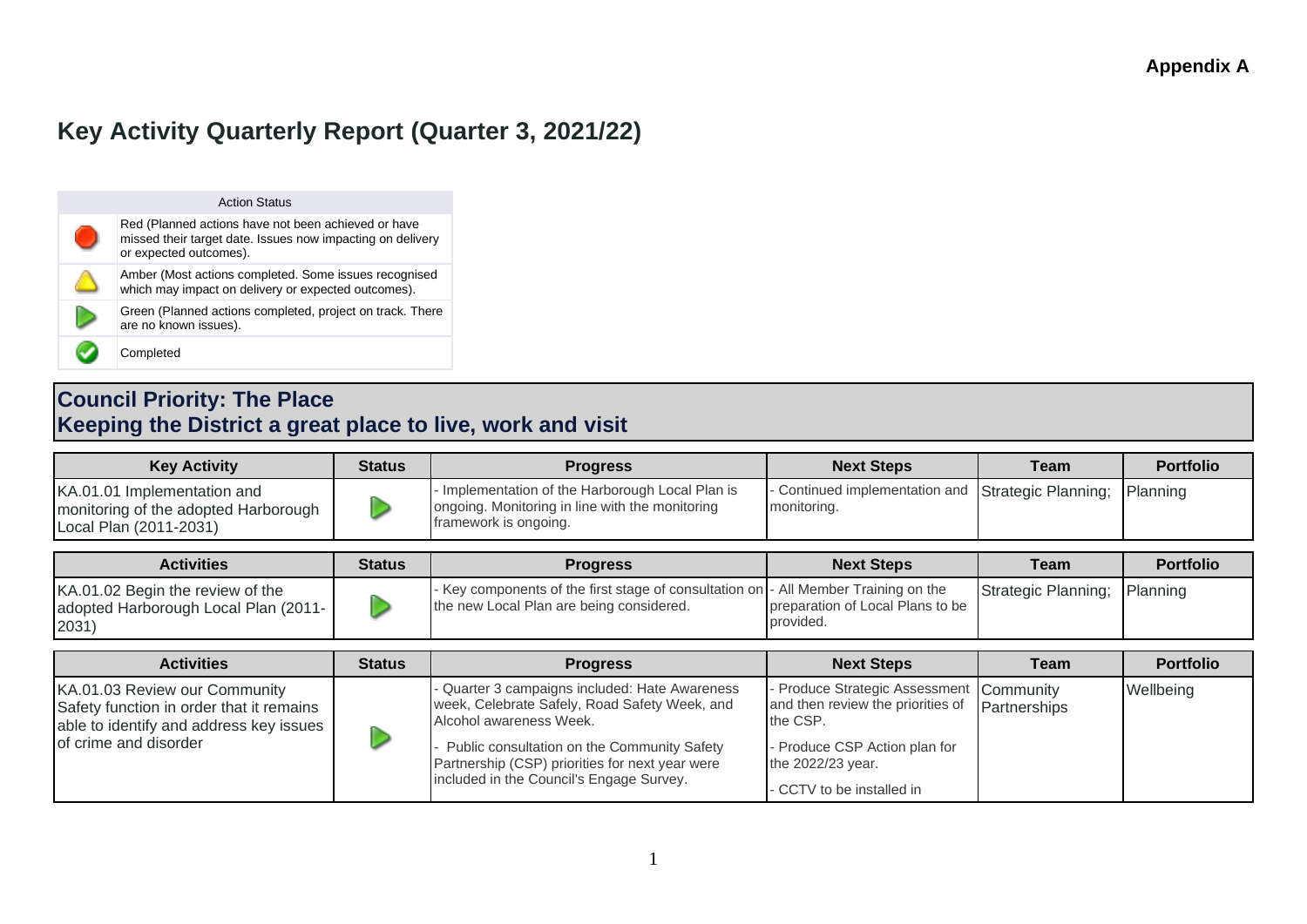**Appendix A**

# Key Activity Quarterly Report (Quarter 3, 2021/22)

| Action Status | |
|---|---|
| Red | Red (Planned actions have not been achieved or have missed their target date. Issues now impacting on delivery or expected outcomes). |
| Amber | Amber (Most actions completed. Some issues recognised which may impact on delivery or expected outcomes). |
| Green | Green (Planned actions completed, project on track. There are no known issues). |
| Completed | Completed |

## Council Priority: The Place
## Keeping the District a great place to live, work and visit

| Key Activity | Status | Progress | Next Steps | Team | Portfolio |
|---|---|---|---|---|---|
| KA.01.01 Implementation and monitoring of the adopted Harborough Local Plan (2011-2031) | Green | - Implementation of the Harborough Local Plan is ongoing. Monitoring in line with the monitoring framework is ongoing. | - Continued implementation and monitoring. | Strategic Planning; | Planning |

| Activities | Status | Progress | Next Steps | Team | Portfolio |
|---|---|---|---|---|---|
| KA.01.02 Begin the review of the adopted Harborough Local Plan (2011-2031) | Green | - Key components of the first stage of consultation on the new Local Plan are being considered. | - All Member Training on the preparation of Local Plans to be provided. | Strategic Planning; | Planning |

| Activities | Status | Progress | Next Steps | Team | Portfolio |
|---|---|---|---|---|---|
| KA.01.03 Review our Community Safety function in order that it remains able to identify and address key issues of crime and disorder | Green | - Quarter 3 campaigns included: Hate Awareness week, Celebrate Safely, Road Safety Week, and Alcohol awareness Week.<br>- Public consultation on the Community Safety Partnership (CSP) priorities for next year were included in the Council's Engage Survey. | - Produce Strategic Assessment and then review the priorities of the CSP.<br>- Produce CSP Action plan for the 2022/23 year.<br>- CCTV to be installed in | Community Partnerships | Wellbeing |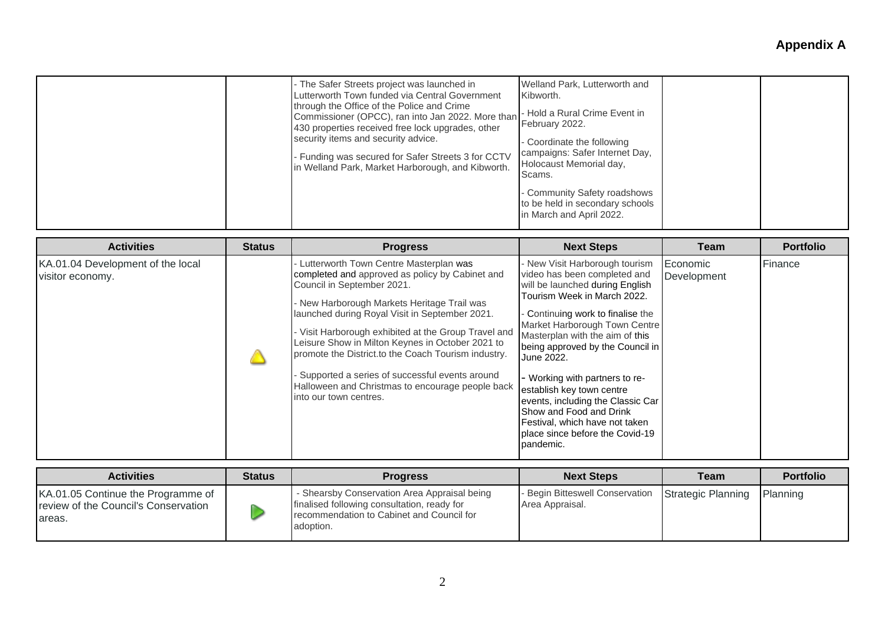## Appendix A

| | | | | | |
|---|---|---|---|---|---|
| | | - The Safer Streets project was launched in Lutterworth Town funded via Central Government through the Office of the Police and Crime Commissioner (OPCC), ran into Jan 2022. More than 430 properties received free lock upgrades, other security items and security advice.<br>- Funding was secured for Safer Streets 3 for CCTV in Welland Park, Market Harborough, and Kibworth. | Welland Park, Lutterworth and Kibworth.<br>- Hold a Rural Crime Event in February 2022.<br>- Coordinate the following campaigns: Safer Internet Day, Holocaust Memorial day, Scams.<br>- Community Safety roadshows to be held in secondary schools in March and April 2022. | | |

| Activities | Status | Progress | Next Steps | Team | Portfolio |
|---|---|---|---|---|---|
| KA.01.04 Development of the local visitor economy. | Amber | - Lutterworth Town Centre Masterplan was completed and approved as policy by Cabinet and Council in September 2021.<br>- New Harborough Markets Heritage Trail was launched during Royal Visit in September 2021.<br>- Visit Harborough exhibited at the Group Travel and Leisure Show in Milton Keynes in October 2021 to promote the District.to the Coach Tourism industry.<br>- Supported a series of successful events around Halloween and Christmas to encourage people back into our town centres. | - New Visit Harborough tourism video has been completed and will be launched during English Tourism Week in March 2022.<br>- Continuing work to finalise the Market Harborough Town Centre Masterplan with the aim of this being approved by the Council in June 2022.<br>- Working with partners to re-establish key town centre events, including the Classic Car Show and Food and Drink Festival, which have not taken place since before the Covid-19 pandemic. | Economic Development | Finance |

| Activities | Status | Progress | Next Steps | Team | Portfolio |
|---|---|---|---|---|---|
| KA.01.05 Continue the Programme of review of the Council's Conservation areas. | Green | - Shearsby Conservation Area Appraisal being finalised following consultation, ready for recommendation to Cabinet and Council for adoption. | - Begin Bitteswell Conservation Area Appraisal. | Strategic Planning | Planning |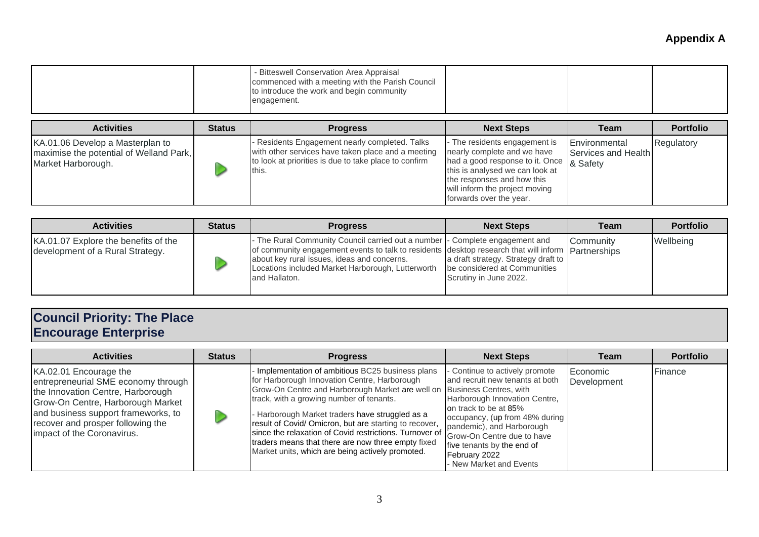**Appendix A**

| | | | | | |
|---|---|---|---|---|---|
| | | - Bitteswell Conservation Area Appraisal commenced with a meeting with the Parish Council to introduce the work and begin community engagement. | | | |

| Activities | Status | Progress | Next Steps | Team | Portfolio |
|---|---|---|---|---|---|
| KA.01.06 Develop a Masterplan to maximise the potential of Welland Park, Market Harborough. | | - Residents Engagement nearly completed. Talks with other services have taken place and a meeting to look at priorities is due to take place to confirm this. | - The residents engagement is nearly complete and we have had a good response to it. Once this is analysed we can look at the responses and how this will inform the project moving forwards over the year. | Environmental Services and Health & Safety | Regulatory |

| Activities | Status | Progress | Next Steps | Team | Portfolio |
|---|---|---|---|---|---|
| KA.01.07 Explore the benefits of the development of a Rural Strategy. | | - The Rural Community Council carried out a number of community engagement events to talk to residents about key rural issues, ideas and concerns. Locations included Market Harborough, Lutterworth and Hallaton. | - Complete engagement and desktop research that will inform a draft strategy. Strategy draft to be considered at Communities Scrutiny in June 2022. | Community Partnerships | Wellbeing |

## Council Priority: The Place
## Encourage Enterprise

| Activities | Status | Progress | Next Steps | Team | Portfolio |
|---|---|---|---|---|---|
| KA.02.01 Encourage the entrepreneurial SME economy through the Innovation Centre, Harborough Grow-On Centre, Harborough Market and business support frameworks, to recover and prosper following the impact of the Coronavirus. | | - Implementation of ambitious BC25 business plans for Harborough Innovation Centre, Harborough Grow-On Centre and Harborough Market are well on track, with a growing number of tenants.<br>- Harborough Market traders have struggled as a result of Covid/ Omicron, but are starting to recover, since the relaxation of Covid restrictions. Turnover of traders means that there are now three empty fixed Market units, which are being actively promoted. | - Continue to actively promote and recruit new tenants at both Business Centres, with Harborough Innovation Centre, on track to be at 85% occupancy, (up from 48% during pandemic), and Harborough Grow-On Centre due to have five tenants by the end of February 2022<br>- New Market and Events | Economic Development | Finance |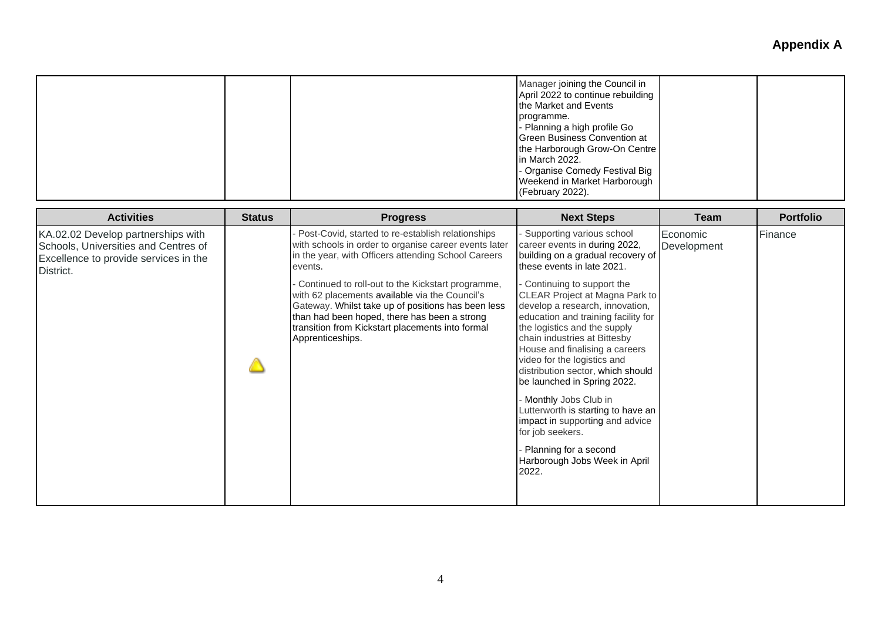## Appendix A

| | | | Manager joining the Council in April 2022 to continue rebuilding the Market and Events programme.<br>- Planning a high profile Go Green Business Convention at the Harborough Grow-On Centre in March 2022.<br>- Organise Comedy Festival Big Weekend in Market Harborough (February 2022). | | |
|---|---|---|---|---|---|

| Activities | Status | Progress | Next Steps | Team | Portfolio |
|---|---|---|---|---|---|
| KA.02.02 Develop partnerships with Schools, Universities and Centres of Excellence to provide services in the District. | | - Post-Covid, started to re-establish relationships with schools in order to organise career events later in the year, with Officers attending School Careers events.<br>- Continued to roll-out to the Kickstart programme, with 62 placements available via the Council's Gateway. Whilst take up of positions has been less than had been hoped, there has been a strong transition from Kickstart placements into formal Apprenticeships. | - Supporting various school career events in during 2022, building on a gradual recovery of these events in late 2021.<br>- Continuing to support the CLEAR Project at Magna Park to develop a research, innovation, education and training facility for the logistics and the supply chain industries at Bittesby House and finalising a careers video for the logistics and distribution sector, which should be launched in Spring 2022.<br>- Monthly Jobs Club in Lutterworth is starting to have an impact in supporting and advice for job seekers.<br>- Planning for a second Harborough Jobs Week in April 2022. | Economic Development | Finance |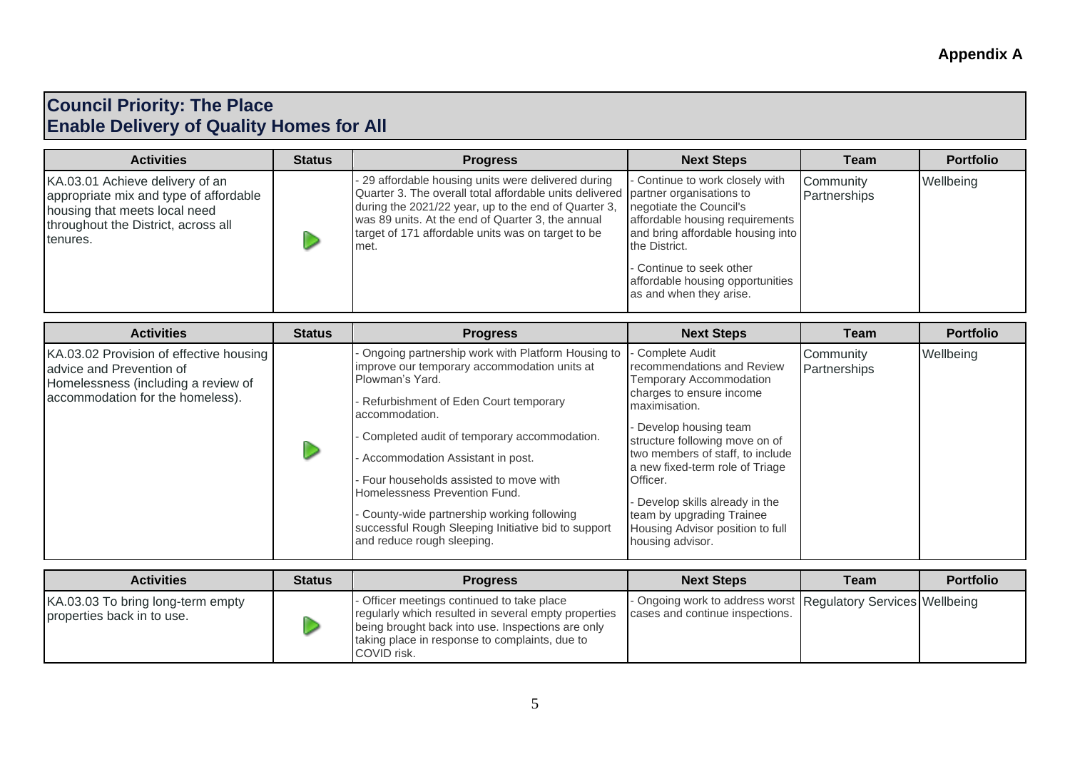**Appendix A**

## Council Priority: The Place
## Enable Delivery of Quality Homes for All

| Activities | Status | Progress | Next Steps | Team | Portfolio |
|---|---|---|---|---|---|
| KA.03.01 Achieve delivery of an appropriate mix and type of affordable housing that meets local need throughout the District, across all tenures. | ▶ | - 29 affordable housing units were delivered during Quarter 3. The overall total affordable units delivered during the 2021/22 year, up to the end of Quarter 3, was 89 units. At the end of Quarter 3, the annual target of 171 affordable units was on target to be met. | - Continue to work closely with partner organisations to negotiate the Council's affordable housing requirements and bring affordable housing into the District.<br>- Continue to seek other affordable housing opportunities as and when they arise. | Community Partnerships | Wellbeing |

| Activities | Status | Progress | Next Steps | Team | Portfolio |
|---|---|---|---|---|---|
| KA.03.02 Provision of effective housing advice and Prevention of Homelessness (including a review of accommodation for the homeless). | ▶ | - Ongoing partnership work with Platform Housing to improve our temporary accommodation units at Plowman's Yard.<br>- Refurbishment of Eden Court temporary accommodation.<br>- Completed audit of temporary accommodation.<br>- Accommodation Assistant in post.<br>- Four households assisted to move with Homelessness Prevention Fund.<br>- County-wide partnership working following successful Rough Sleeping Initiative bid to support and reduce rough sleeping. | - Complete Audit recommendations and Review Temporary Accommodation charges to ensure income maximisation.<br>- Develop housing team structure following move on of two members of staff, to include a new fixed-term role of Triage Officer.<br>- Develop skills already in the team by upgrading Trainee Housing Advisor position to full housing advisor. | Community Partnerships | Wellbeing |

| Activities | Status | Progress | Next Steps | Team | Portfolio |
|---|---|---|---|---|---|
| KA.03.03 To bring long-term empty properties back in to use. | ▶ | - Officer meetings continued to take place regularly which resulted in several empty properties being brought back into use. Inspections are only taking place in response to complaints, due to COVID risk. | - Ongoing work to address worst cases and continue inspections. | Regulatory Services | Wellbeing |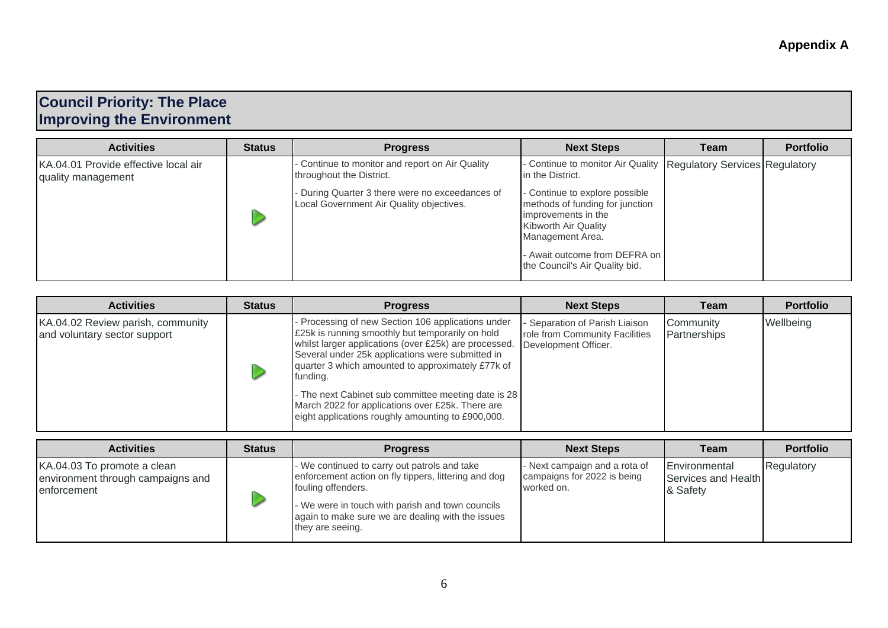**Appendix A**

## Council Priority: The Place
## Improving the Environment

| Activities | Status | Progress | Next Steps | Team | Portfolio |
|---|---|---|---|---|---|
| KA.04.01 Provide effective local air quality management | ▷ | - Continue to monitor and report on Air Quality throughout the District.<br>- During Quarter 3 there were no exceedances of Local Government Air Quality objectives. | - Continue to monitor Air Quality in the District.<br>- Continue to explore possible methods of funding for junction improvements in the Kibworth Air Quality Management Area.<br>- Await outcome from DEFRA on the Council's Air Quality bid. | Regulatory Services | Regulatory |

| Activities | Status | Progress | Next Steps | Team | Portfolio |
|---|---|---|---|---|---|
| KA.04.02 Review parish, community and voluntary sector support | ▷ | - Processing of new Section 106 applications under £25k is running smoothly but temporarily on hold whilst larger applications (over £25k) are processed. Several under 25k applications were submitted in quarter 3 which amounted to approximately £77k of funding.<br>- The next Cabinet sub committee meeting date is 28 March 2022 for applications over £25k. There are eight applications roughly amounting to £900,000. | - Separation of Parish Liaison role from Community Facilities Development Officer. | Community Partnerships | Wellbeing |

| Activities | Status | Progress | Next Steps | Team | Portfolio |
|---|---|---|---|---|---|
| KA.04.03 To promote a clean environment through campaigns and enforcement | ▷ | - We continued to carry out patrols and take enforcement action on fly tippers, littering and dog fouling offenders.<br>- We were in touch with parish and town councils again to make sure we are dealing with the issues they are seeing. | - Next campaign and a rota of campaigns for 2022 is being worked on. | Environmental Services and Health & Safety | Regulatory |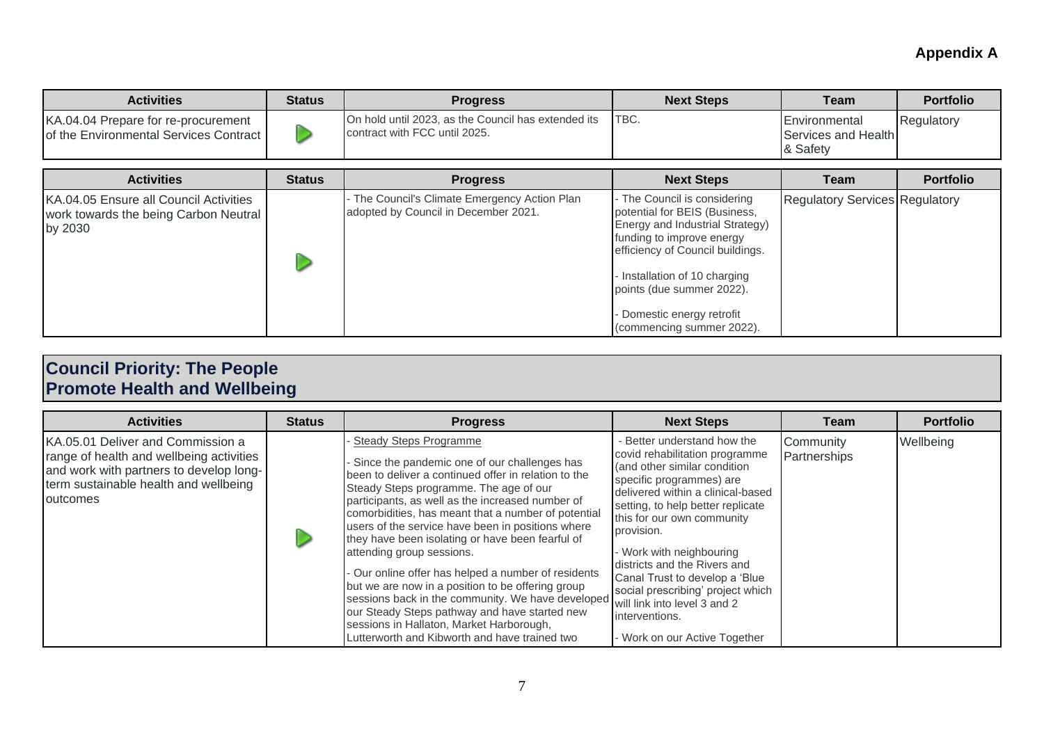**Appendix A**

| Activities | Status | Progress | Next Steps | Team | Portfolio |
|---|---|---|---|---|---|
| KA.04.04 Prepare for re-procurement of the Environmental Services Contract | ▶ | On hold until 2023, as the Council has extended its contract with FCC until 2025. | TBC. | Environmental Services and Health & Safety | Regulatory |

| Activities | Status | Progress | Next Steps | Team | Portfolio |
|---|---|---|---|---|---|
| KA.04.05 Ensure all Council Activities work towards the being Carbon Neutral by 2030 | ▶ | - The Council's Climate Emergency Action Plan adopted by Council in December 2021. | - The Council is considering potential for BEIS (Business, Energy and Industrial Strategy) funding to improve energy efficiency of Council buildings.<br><br>- Installation of 10 charging points (due summer 2022).<br><br>- Domestic energy retrofit (commencing summer 2022). | Regulatory Services | Regulatory |

## Council Priority: The People
## Promote Health and Wellbeing

| Activities | Status | Progress | Next Steps | Team | Portfolio |
|---|---|---|---|---|---|
| KA.05.01 Deliver and Commission a range of health and wellbeing activities and work with partners to develop long-term sustainable health and wellbeing outcomes | ▶ | - Steady Steps Programme<br><br>- Since the pandemic one of our challenges has been to deliver a continued offer in relation to the Steady Steps programme. The age of our participants, as well as the increased number of comorbidities, has meant that a number of potential users of the service have been in positions where they have been isolating or have been fearful of attending group sessions.<br><br>- Our online offer has helped a number of residents but we are now in a position to be offering group sessions back in the community. We have developed our Steady Steps pathway and have started new sessions in Hallaton, Market Harborough, Lutterworth and Kibworth and have trained two | - Better understand how the covid rehabilitation programme (and other similar condition specific programmes) are delivered within a clinical-based setting, to help better replicate this for our own community provision.<br><br>- Work with neighbouring districts and the Rivers and Canal Trust to develop a 'Blue social prescribing' project which will link into level 3 and 2 interventions.<br><br>- Work on our Active Together | Community Partnerships | Wellbeing |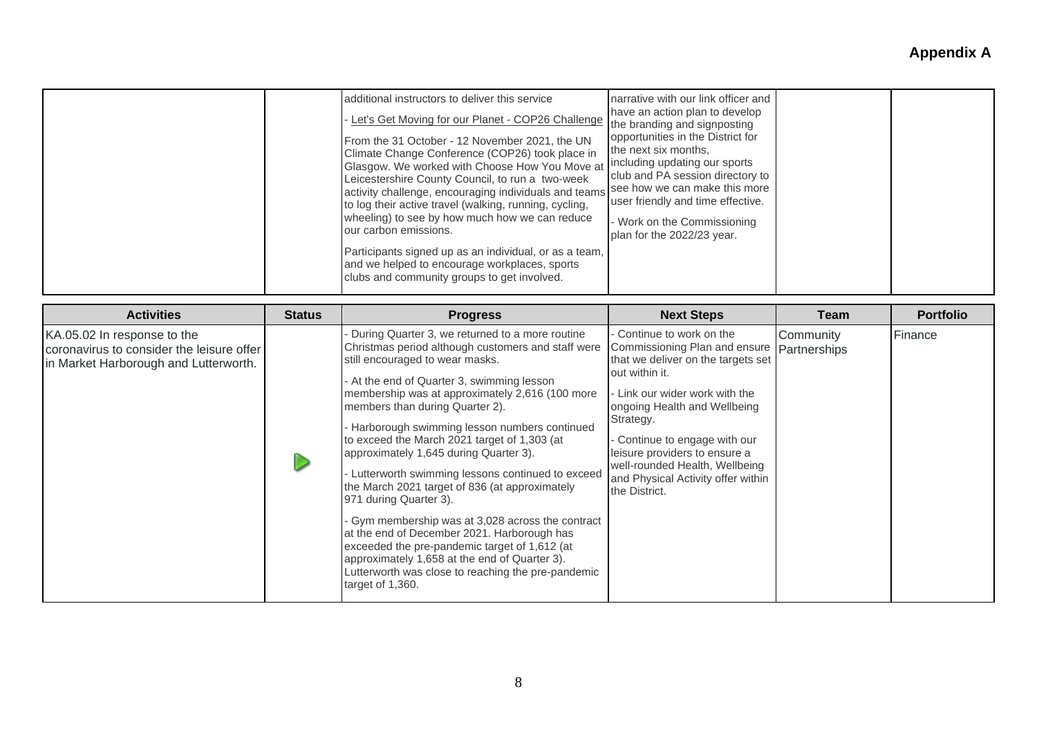## Appendix A

| | | | | | |
|---|---|---|---|---|---|
| | | additional instructors to deliver this service<br><br>- Let's Get Moving for our Planet - COP26 Challenge<br><br>From the 31 October - 12 November 2021, the UN Climate Change Conference (COP26) took place in Glasgow. We worked with Choose How You Move at Leicestershire County Council, to run a two-week activity challenge, encouraging individuals and teams to log their active travel (walking, running, cycling, wheeling) to see by how much how we can reduce our carbon emissions.<br><br>Participants signed up as an individual, or as a team, and we helped to encourage workplaces, sports clubs and community groups to get involved. | narrative with our link officer and have an action plan to develop the branding and signposting opportunities in the District for the next six months, including updating our sports club and PA session directory to see how we can make this more user friendly and time effective.<br><br>- Work on the Commissioning plan for the 2022/23 year. | | |

| Activities | Status | Progress | Next Steps | Team | Portfolio |
|---|---|---|---|---|---|
| KA.05.02 In response to the coronavirus to consider the leisure offer in Market Harborough and Lutterworth. | ▷ | - During Quarter 3, we returned to a more routine Christmas period although customers and staff were still encouraged to wear masks.<br><br>- At the end of Quarter 3, swimming lesson membership was at approximately 2,616 (100 more members than during Quarter 2).<br><br>- Harborough swimming lesson numbers continued to exceed the March 2021 target of 1,303 (at approximately 1,645 during Quarter 3).<br><br>- Lutterworth swimming lessons continued to exceed the March 2021 target of 836 (at approximately 971 during Quarter 3).<br><br>- Gym membership was at 3,028 across the contract at the end of December 2021. Harborough has exceeded the pre-pandemic target of 1,612 (at approximately 1,658 at the end of Quarter 3). Lutterworth was close to reaching the pre-pandemic target of 1,360. | - Continue to work on the Commissioning Plan and ensure that we deliver on the targets set out within it.<br><br>- Link our wider work with the ongoing Health and Wellbeing Strategy.<br><br>- Continue to engage with our leisure providers to ensure a well-rounded Health, Wellbeing and Physical Activity offer within the District. | Community Partnerships | Finance |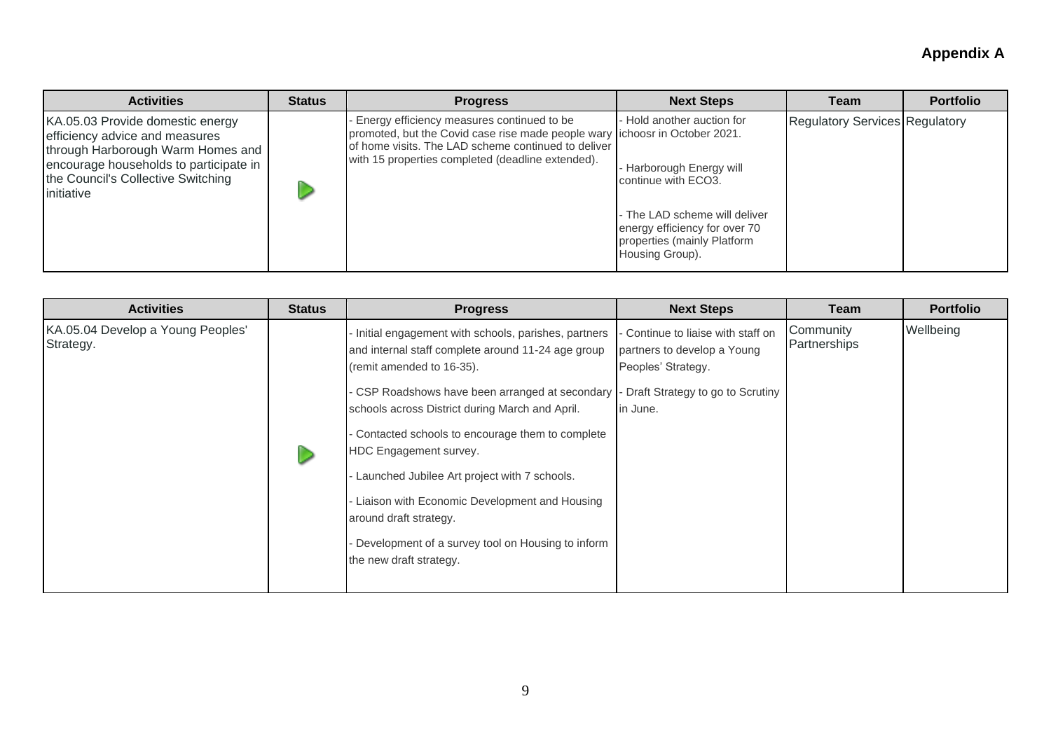**Appendix A**

| Activities | Status | Progress | Next Steps | Team | Portfolio |
|---|---|---|---|---|---|
| KA.05.03 Provide domestic energy efficiency advice and measures through Harborough Warm Homes and encourage households to participate in the Council's Collective Switching initiative | ▷ | - Energy efficiency measures continued to be promoted, but the Covid case rise made people wary of home visits. The LAD scheme continued to deliver with 15 properties completed (deadline extended). | - Hold another auction for ichoosr in October 2021.<br><br>- Harborough Energy will continue with ECO3.<br><br>- The LAD scheme will deliver energy efficiency for over 70 properties (mainly Platform Housing Group). | Regulatory Services | Regulatory |

| Activities | Status | Progress | Next Steps | Team | Portfolio |
|---|---|---|---|---|---|
| KA.05.04 Develop a Young Peoples' Strategy. | ▷ | - Initial engagement with schools, parishes, partners and internal staff complete around 11-24 age group (remit amended to 16-35).<br><br>- CSP Roadshows have been arranged at secondary schools across District during March and April.<br><br>- Contacted schools to encourage them to complete HDC Engagement survey.<br><br>- Launched Jubilee Art project with 7 schools.<br><br>- Liaison with Economic Development and Housing around draft strategy.<br><br>- Development of a survey tool on Housing to inform the new draft strategy. | - Continue to liaise with staff on partners to develop a Young Peoples' Strategy.<br><br>- Draft Strategy to go to Scrutiny in June. | Community Partnerships | Wellbeing |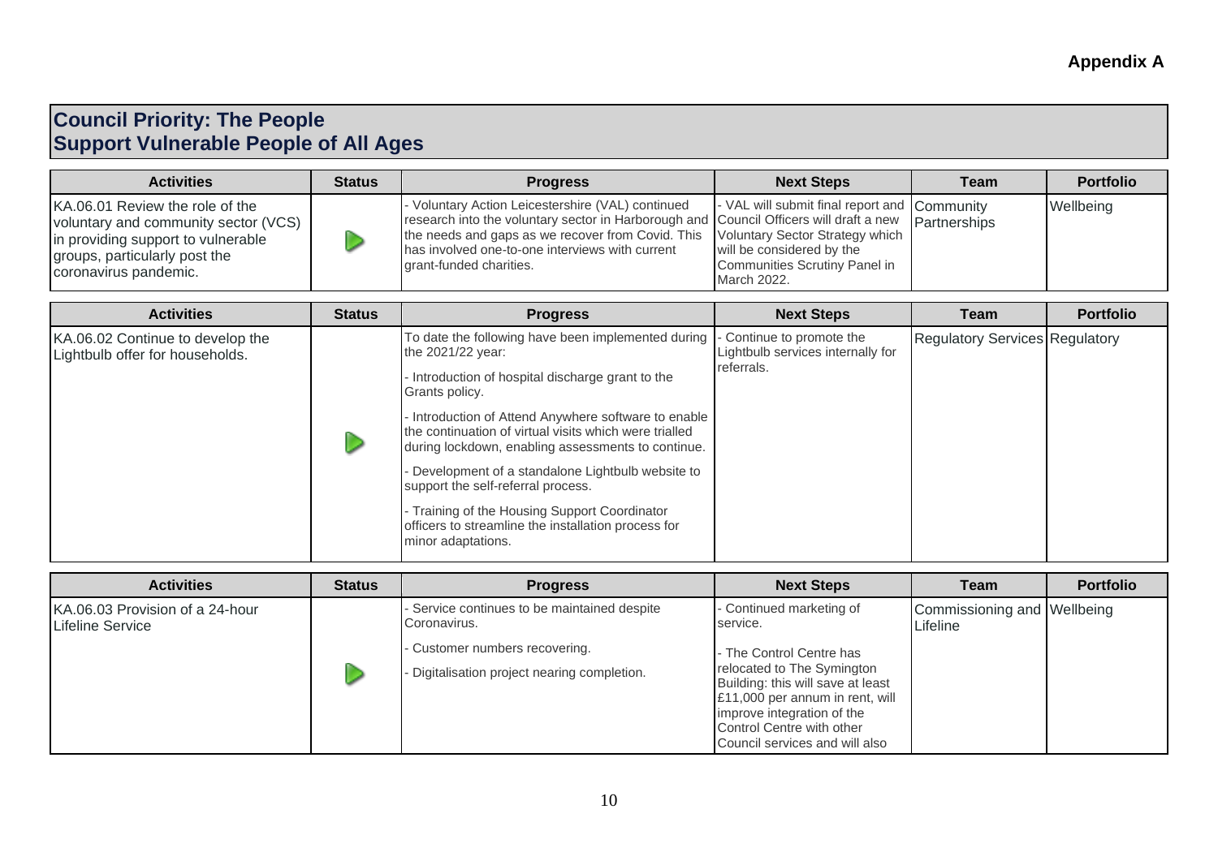**Appendix A**

## Council Priority: The People
## Support Vulnerable People of All Ages

| Activities | Status | Progress | Next Steps | Team | Portfolio |
|---|---|---|---|---|---|
| KA.06.01 Review the role of the voluntary and community sector (VCS) in providing support to vulnerable groups, particularly post the coronavirus pandemic. | ▶ | - Voluntary Action Leicestershire (VAL) continued research into the voluntary sector in Harborough and the needs and gaps as we recover from Covid. This has involved one-to-one interviews with current grant-funded charities. | - VAL will submit final report and Council Officers will draft a new Voluntary Sector Strategy which will be considered by the Communities Scrutiny Panel in March 2022. | Community Partnerships | Wellbeing |

| Activities | Status | Progress | Next Steps | Team | Portfolio |
|---|---|---|---|---|---|
| KA.06.02 Continue to develop the Lightbulb offer for households. | ▶ | To date the following have been implemented during the 2021/22 year:<br>- Introduction of hospital discharge grant to the Grants policy.<br>- Introduction of Attend Anywhere software to enable the continuation of virtual visits which were trialled during lockdown, enabling assessments to continue.<br>- Development of a standalone Lightbulb website to support the self-referral process.<br>- Training of the Housing Support Coordinator officers to streamline the installation process for minor adaptations. | - Continue to promote the Lightbulb services internally for referrals. | Regulatory Services | Regulatory |

| Activities | Status | Progress | Next Steps | Team | Portfolio |
|---|---|---|---|---|---|
| KA.06.03 Provision of a 24-hour Lifeline Service | ▶ | - Service continues to be maintained despite Coronavirus.<br>- Customer numbers recovering.<br>- Digitalisation project nearing completion. | - Continued marketing of service.<br>- The Control Centre has relocated to The Symington Building: this will save at least £11,000 per annum in rent, will improve integration of the Control Centre with other Council services and will also | Commissioning and Lifeline | Wellbeing |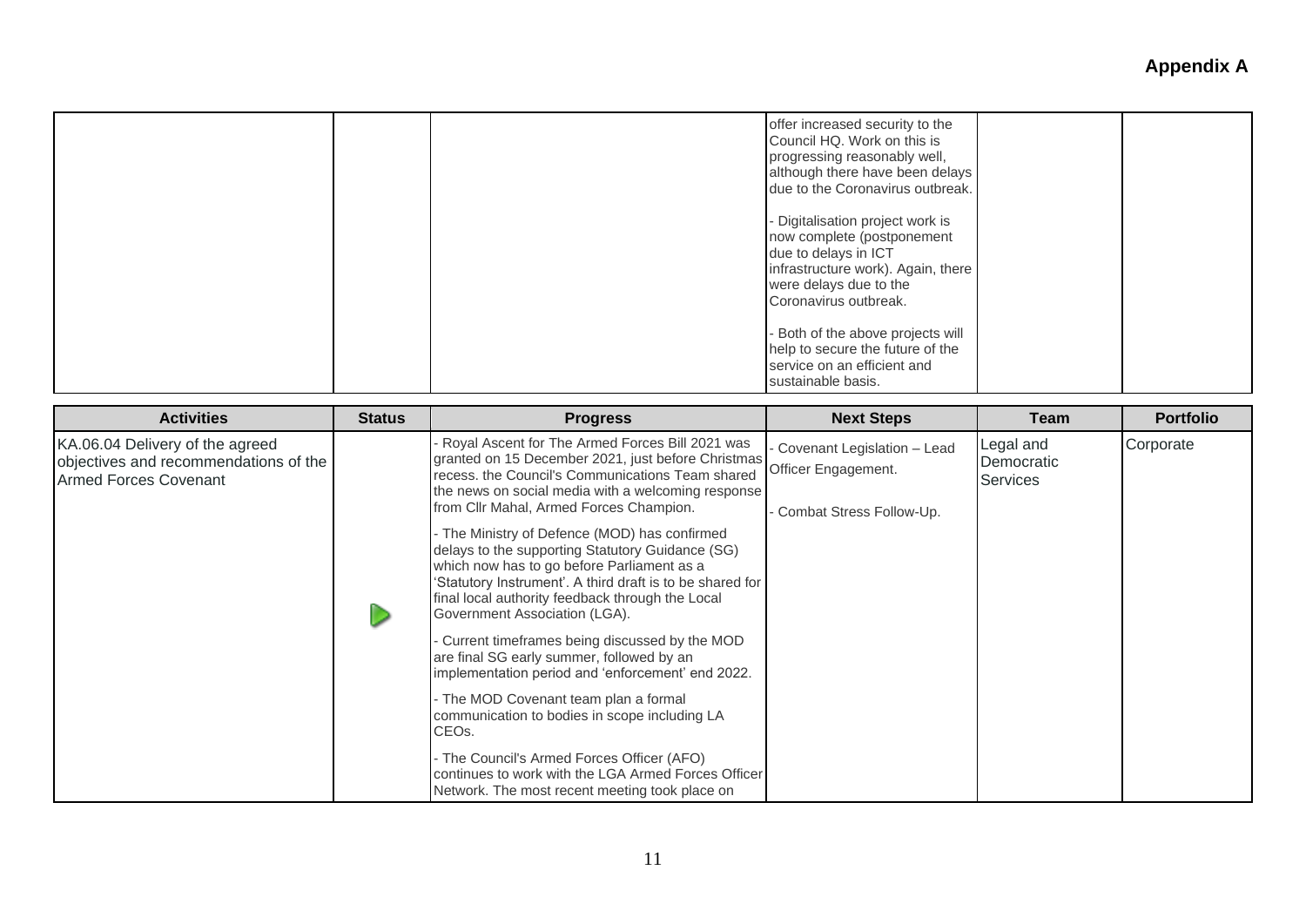**Appendix A**

| | | | offer increased security to the Council HQ. Work on this is progressing reasonably well, although there have been delays due to the Coronavirus outbreak.<br><br>- Digitalisation project work is now complete (postponement due to delays in ICT infrastructure work). Again, there were delays due to the Coronavirus outbreak.<br><br>- Both of the above projects will help to secure the future of the service on an efficient and sustainable basis. | | |
|---|---|---|---|---|---|

| Activities | Status | Progress | Next Steps | Team | Portfolio |
|---|---|---|---|---|---|
| KA.06.04 Delivery of the agreed objectives and recommendations of the Armed Forces Covenant | ▶ | - Royal Ascent for The Armed Forces Bill 2021 was granted on 15 December 2021, just before Christmas recess. the Council's Communications Team shared the news on social media with a welcoming response from Cllr Mahal, Armed Forces Champion.<br><br>- The Ministry of Defence (MOD) has confirmed delays to the supporting Statutory Guidance (SG) which now has to go before Parliament as a 'Statutory Instrument'. A third draft is to be shared for final local authority feedback through the Local Government Association (LGA).<br><br>- Current timeframes being discussed by the MOD are final SG early summer, followed by an implementation period and 'enforcement' end 2022.<br><br>- The MOD Covenant team plan a formal communication to bodies in scope including LA CEOs.<br><br>- The Council's Armed Forces Officer (AFO) continues to work with the LGA Armed Forces Officer Network. The most recent meeting took place on | - Covenant Legislation – Lead Officer Engagement.<br><br>- Combat Stress Follow-Up. | Legal and Democratic Services | Corporate |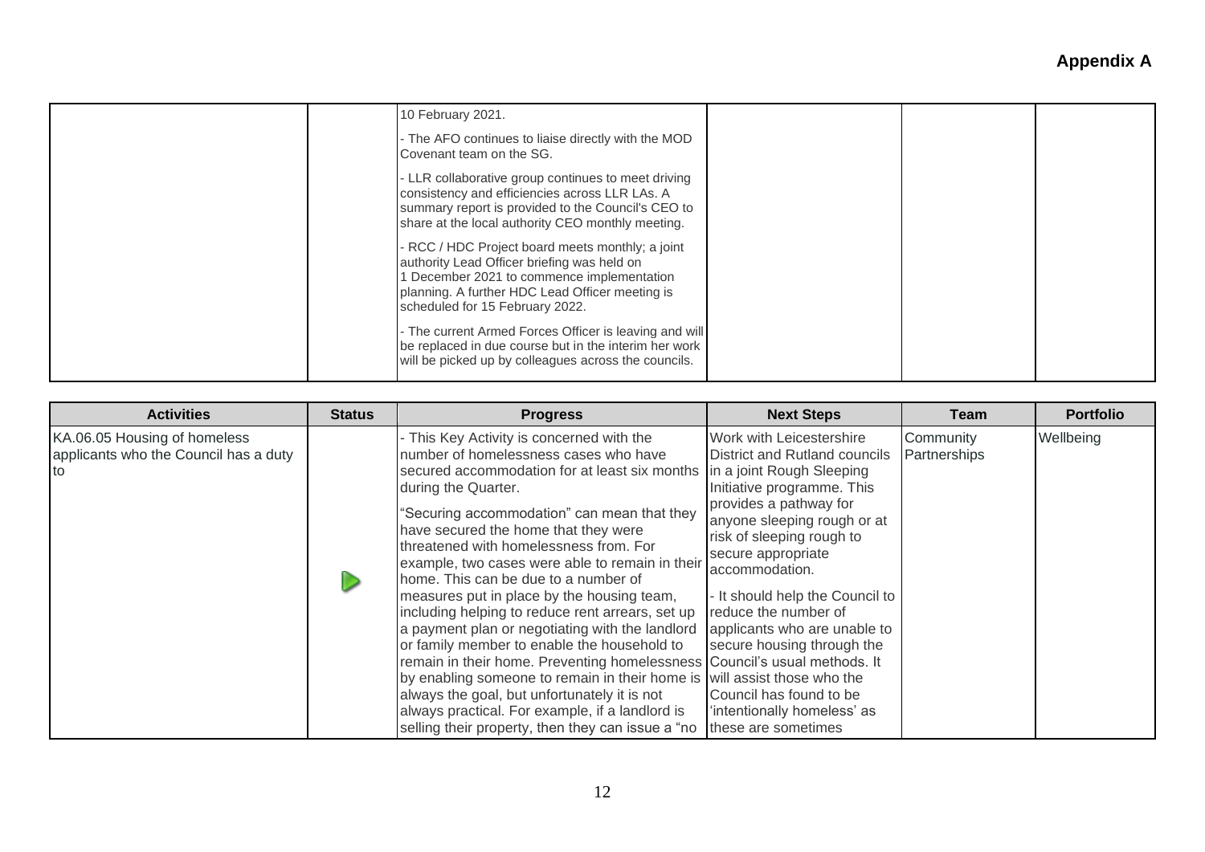## Appendix A

| | | | | | |
|---|---|---|---|---|---|
| | | 10 February 2021.<br><br>- The AFO continues to liaise directly with the MOD Covenant team on the SG.<br><br>- LLR collaborative group continues to meet driving consistency and efficiencies across LLR LAs. A summary report is provided to the Council's CEO to share at the local authority CEO monthly meeting.<br><br>- RCC / HDC Project board meets monthly; a joint authority Lead Officer briefing was held on 1 December 2021 to commence implementation planning. A further HDC Lead Officer meeting is scheduled for 15 February 2022.<br><br>- The current Armed Forces Officer is leaving and will be replaced in due course but in the interim her work will be picked up by colleagues across the councils. | | | |

| Activities | Status | Progress | Next Steps | Team | Portfolio |
|---|---|---|---|---|---|
| KA.06.05 Housing of homeless applicants who the Council has a duty to | ▶ | - This Key Activity is concerned with the number of homelessness cases who have secured accommodation for at least six months during the Quarter.<br><br>"Securing accommodation" can mean that they have secured the home that they were threatened with homelessness from. For example, two cases were able to remain in their home. This can be due to a number of measures put in place by the housing team, including helping to reduce rent arrears, set up a payment plan or negotiating with the landlord or family member to enable the household to remain in their home. Preventing homelessness by enabling someone to remain in their home is always the goal, but unfortunately it is not always practical. For example, if a landlord is selling their property, then they can issue a "no | Work with Leicestershire District and Rutland councils in a joint Rough Sleeping Initiative programme. This provides a pathway for anyone sleeping rough or at risk of sleeping rough to secure appropriate accommodation.<br><br>- It should help the Council to reduce the number of applicants who are unable to secure housing through the Council's usual methods. It will assist those who the Council has found to be 'intentionally homeless' as these are sometimes | Community Partnerships | Wellbeing |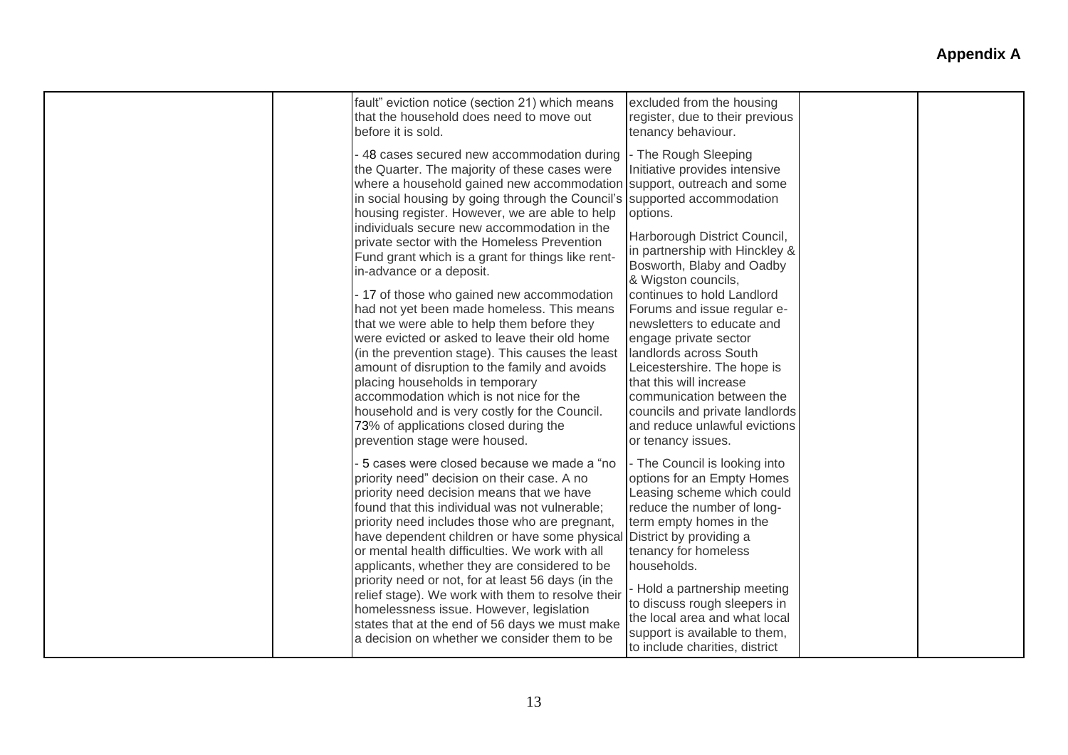**Appendix A**

| | | | | | |
|---|---|---|---|---|---|
| | | fault" eviction notice (section 21) which means that the household does need to move out before it is sold.<br><br>- 48 cases secured new accommodation during the Quarter. The majority of these cases were where a household gained new accommodation in social housing by going through the Council's housing register. However, we are able to help individuals secure new accommodation in the private sector with the Homeless Prevention Fund grant which is a grant for things like rent-in-advance or a deposit.<br><br>- 17 of those who gained new accommodation had not yet been made homeless. This means that we were able to help them before they were evicted or asked to leave their old home (in the prevention stage). This causes the least amount of disruption to the family and avoids placing households in temporary accommodation which is not nice for the household and is very costly for the Council. 73% of applications closed during the prevention stage were housed.<br><br>- 5 cases were closed because we made a "no priority need" decision on their case. A no priority need decision means that we have found that this individual was not vulnerable; priority need includes those who are pregnant, have dependent children or have some physical or mental health difficulties. We work with all applicants, whether they are considered to be priority need or not, for at least 56 days (in the relief stage). We work with them to resolve their homelessness issue. However, legislation states that at the end of 56 days we must make a decision on whether we consider them to be | excluded from the housing register, due to their previous tenancy behaviour.<br><br>- The Rough Sleeping Initiative provides intensive support, outreach and some supported accommodation options.<br><br>Harborough District Council, in partnership with Hinckley & Bosworth, Blaby and Oadby & Wigston councils, continues to hold Landlord Forums and issue regular e-newsletters to educate and engage private sector landlords across South Leicestershire. The hope is that this will increase communication between the councils and private landlords and reduce unlawful evictions or tenancy issues.<br><br>- The Council is looking into options for an Empty Homes Leasing scheme which could reduce the number of long-term empty homes in the District by providing a tenancy for homeless households.<br><br>- Hold a partnership meeting to discuss rough sleepers in the local area and what local support is available to them, to include charities, district | | |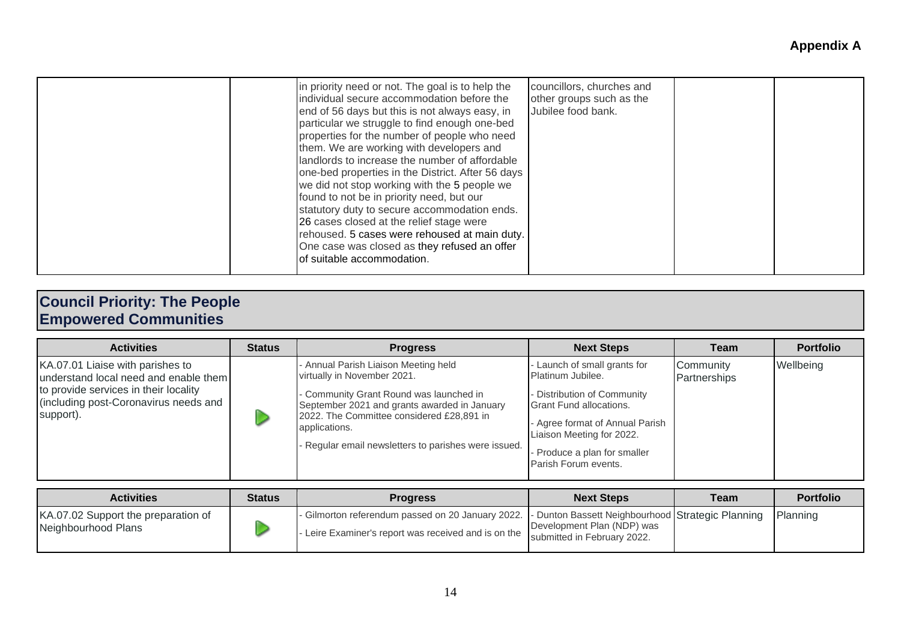## Appendix A

| | | | | | |
|---|---|---|---|---|---|
| | | in priority need or not. The goal is to help the individual secure accommodation before the end of 56 days but this is not always easy, in particular we struggle to find enough one-bed properties for the number of people who need them. We are working with developers and landlords to increase the number of affordable one-bed properties in the District. After 56 days we did not stop working with the 5 people we found to not be in priority need, but our statutory duty to secure accommodation ends. 26 cases closed at the relief stage were rehoused. 5 cases were rehoused at main duty. One case was closed as they refused an offer of suitable accommodation. | councillors, churches and other groups such as the Jubilee food bank. | | |

## Council Priority: The People
## Empowered Communities

| Activities | Status | Progress | Next Steps | Team | Portfolio |
|---|---|---|---|---|---|
| KA.07.01 Liaise with parishes to understand local need and enable them to provide services in their locality (including post-Coronavirus needs and support). | ▶ | - Annual Parish Liaison Meeting held virtually in November 2021.<br>- Community Grant Round was launched in September 2021 and grants awarded in January 2022. The Committee considered £28,891 in applications.<br>- Regular email newsletters to parishes were issued. | - Launch of small grants for Platinum Jubilee.<br>- Distribution of Community Grant Fund allocations.<br>- Agree format of Annual Parish Liaison Meeting for 2022.<br>- Produce a plan for smaller Parish Forum events. | Community Partnerships | Wellbeing |

| Activities | Status | Progress | Next Steps | Team | Portfolio |
|---|---|---|---|---|---|
| KA.07.02 Support the preparation of Neighbourhood Plans | ▶ | - Gilmorton referendum passed on 20 January 2022.<br>- Leire Examiner's report was received and is on the | - Dunton Bassett Neighbourhood Development Plan (NDP) was submitted in February 2022. | Strategic Planning | Planning |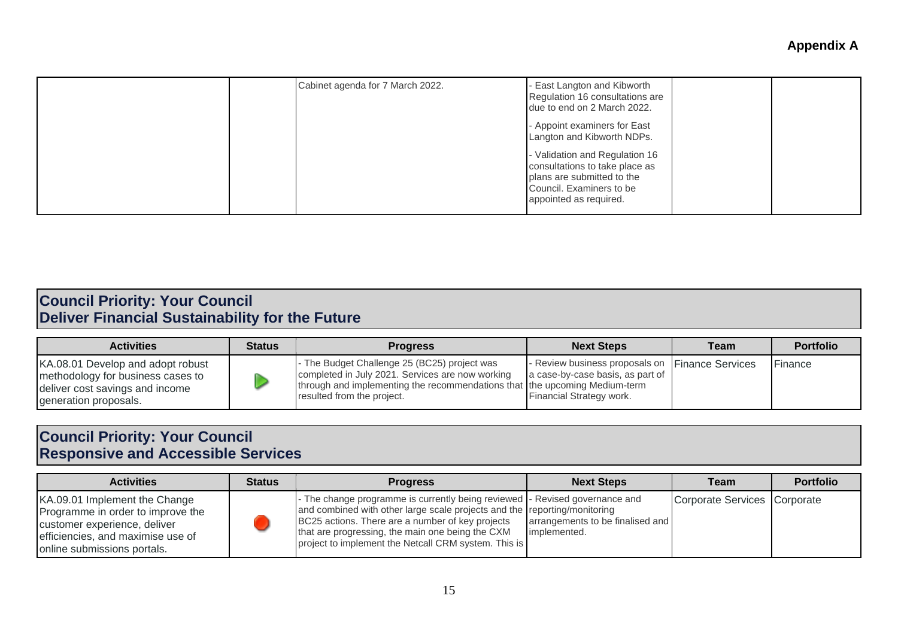**Appendix A**

| | | | | | |
|---|---|---|---|---|---|
| | | Cabinet agenda for 7 March 2022. | - East Langton and Kibworth Regulation 16 consultations are due to end on 2 March 2022.<br><br>- Appoint examiners for East Langton and Kibworth NDPs.<br><br>- Validation and Regulation 16 consultations to take place as plans are submitted to the Council. Examiners to be appointed as required. | | |

## Council Priority: Your Council
## Deliver Financial Sustainability for the Future

| Activities | Status | Progress | Next Steps | Team | Portfolio |
|---|---|---|---|---|---|
| KA.08.01 Develop and adopt robust methodology for business cases to deliver cost savings and income generation proposals. | | - The Budget Challenge 25 (BC25) project was completed in July 2021. Services are now working through and implementing the recommendations that resulted from the project. | - Review business proposals on a case-by-case basis, as part of the upcoming Medium-term Financial Strategy work. | Finance Services | Finance |

## Council Priority: Your Council
## Responsive and Accessible Services

| Activities | Status | Progress | Next Steps | Team | Portfolio |
|---|---|---|---|---|---|
| KA.09.01 Implement the Change Programme in order to improve the customer experience, deliver efficiencies, and maximise use of online submissions portals. | | - The change programme is currently being reviewed and combined with other large scale projects and the BC25 actions. There are a number of key projects that are progressing, the main one being the CXM project to implement the Netcall CRM system. This is | - Revised governance and reporting/monitoring arrangements to be finalised and implemented. | Corporate Services | Corporate |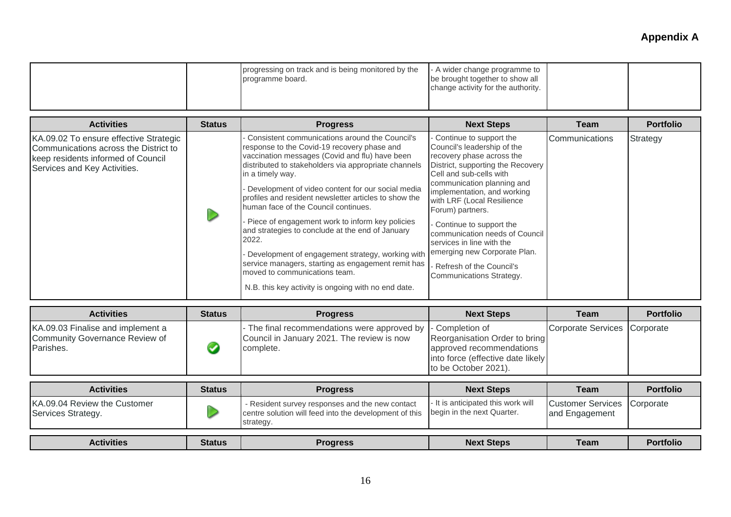**Appendix A**

| | | | | | |
|---|---|---|---|---|---|
| | | progressing on track and is being monitored by the programme board. | - A wider change programme to be brought together to show all change activity for the authority. | | |

| Activities | Status | Progress | Next Steps | Team | Portfolio |
|---|---|---|---|---|---|
| KA.09.02 To ensure effective Strategic Communications across the District to keep residents informed of Council Services and Key Activities. | ▷ | - Consistent communications around the Council's response to the Covid-19 recovery phase and vaccination messages (Covid and flu) have been distributed to stakeholders via appropriate channels in a timely way.<br>- Development of video content for our social media profiles and resident newsletter articles to show the human face of the Council continues.<br>- Piece of engagement work to inform key policies and strategies to conclude at the end of January 2022.<br>- Development of engagement strategy, working with service managers, starting as engagement remit has moved to communications team.<br>N.B. this key activity is ongoing with no end date. | - Continue to support the Council's leadership of the recovery phase across the District, supporting the Recovery Cell and sub-cells with communication planning and implementation, and working with LRF (Local Resilience Forum) partners.<br>- Continue to support the communication needs of Council services in line with the emerging new Corporate Plan.<br>- Refresh of the Council's Communications Strategy. | Communications | Strategy |

| Activities | Status | Progress | Next Steps | Team | Portfolio |
|---|---|---|---|---|---|
| KA.09.03 Finalise and implement a Community Governance Review of Parishes. | ✔ | - The final recommendations were approved by Council in January 2021. The review is now complete. | - Completion of Reorganisation Order to bring approved recommendations into force (effective date likely to be October 2021). | Corporate Services | Corporate |

| Activities | Status | Progress | Next Steps | Team | Portfolio |
|---|---|---|---|---|---|
| KA.09.04 Review the Customer Services Strategy. | ▷ | - Resident survey responses and the new contact centre solution will feed into the development of this strategy. | - It is anticipated this work will begin in the next Quarter. | Customer Services and Engagement | Corporate |

| Activities | Status | Progress | Next Steps | Team | Portfolio |
|---|---|---|---|---|---|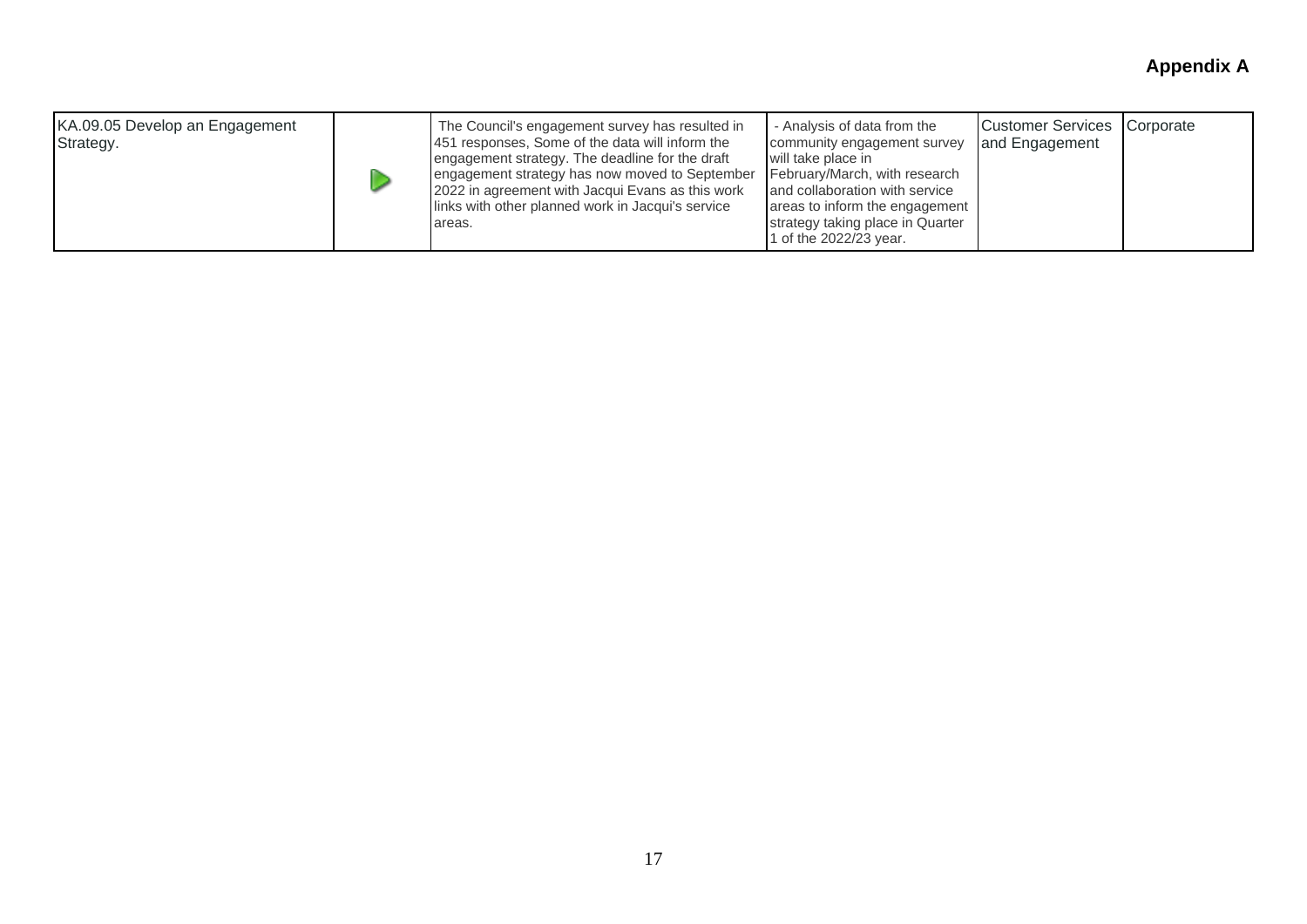**Appendix A**

| | | | | | |
|---|---|---|---|---|---|
| KA.09.05 Develop an Engagement Strategy. | | The Council's engagement survey has resulted in 451 responses, Some of the data will inform the engagement strategy. The deadline for the draft engagement strategy has now moved to September 2022 in agreement with Jacqui Evans as this work links with other planned work in Jacqui's service areas. | - Analysis of data from the community engagement survey will take place in February/March, with research and collaboration with service areas to inform the engagement strategy taking place in Quarter 1 of the 2022/23 year. | Customer Services and Engagement | Corporate |